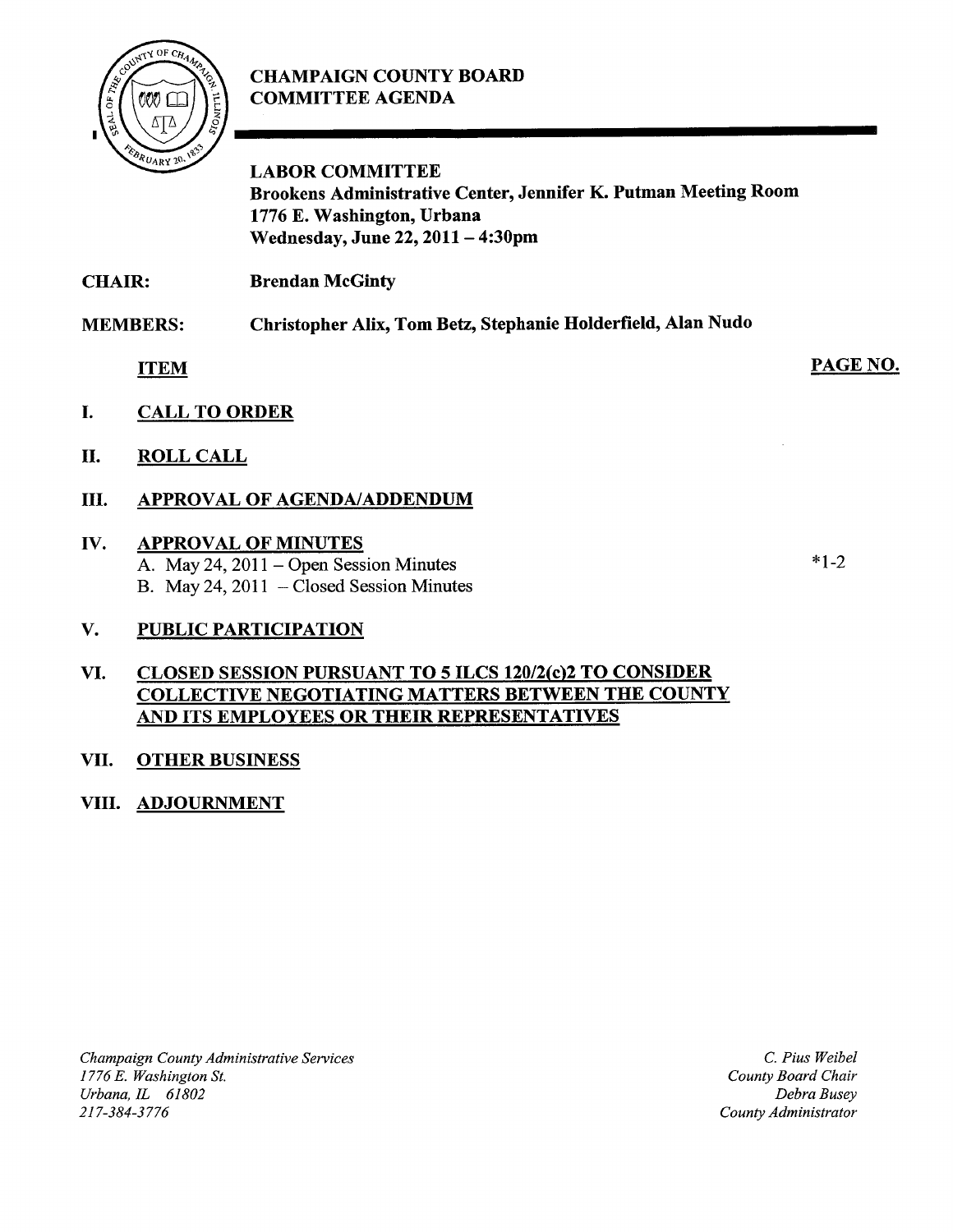# CHAMPAIGN COUNTY BOARD COMMITTEE AGENDA

**LABOR COMMITTEE**
**Brookens Administrative Center, Jennifer K. Putman Meeting Room**
**1776 E. Washington, Urbana**
**Wednesday, June 22, 2011 – 4:30pm**

**CHAIR:** **Brendan McGinty**

**MEMBERS:** **Christopher Alix, Tom Betz, Stephanie Holderfield, Alan Nudo**

| ITEM | PAGE NO. |
|---|---|
| **I. CALL TO ORDER** | |
| **II. ROLL CALL** | |
| **III. APPROVAL OF AGENDA/ADDENDUM** | |
| **IV. APPROVAL OF MINUTES** | |
| A. May 24, 2011 – Open Session Minutes | *1-2 |
| B. May 24, 2011 – Closed Session Minutes | |
| **V. PUBLIC PARTICIPATION** | |
| **VI. CLOSED SESSION PURSUANT TO 5 ILCS 120/2(c)2 TO CONSIDER COLLECTIVE NEGOTIATING MATTERS BETWEEN THE COUNTY AND ITS EMPLOYEES OR THEIR REPRESENTATIVES** | |
| **VII. OTHER BUSINESS** | |
| **VIII. ADJOURNMENT** | |

*Champaign County Administrative Services*
*1776 E. Washington St.*
*Urbana, IL 61802*
*217-384-3776*

*C. Pius Weibel*
*County Board Chair*
*Debra Busey*
*County Administrator*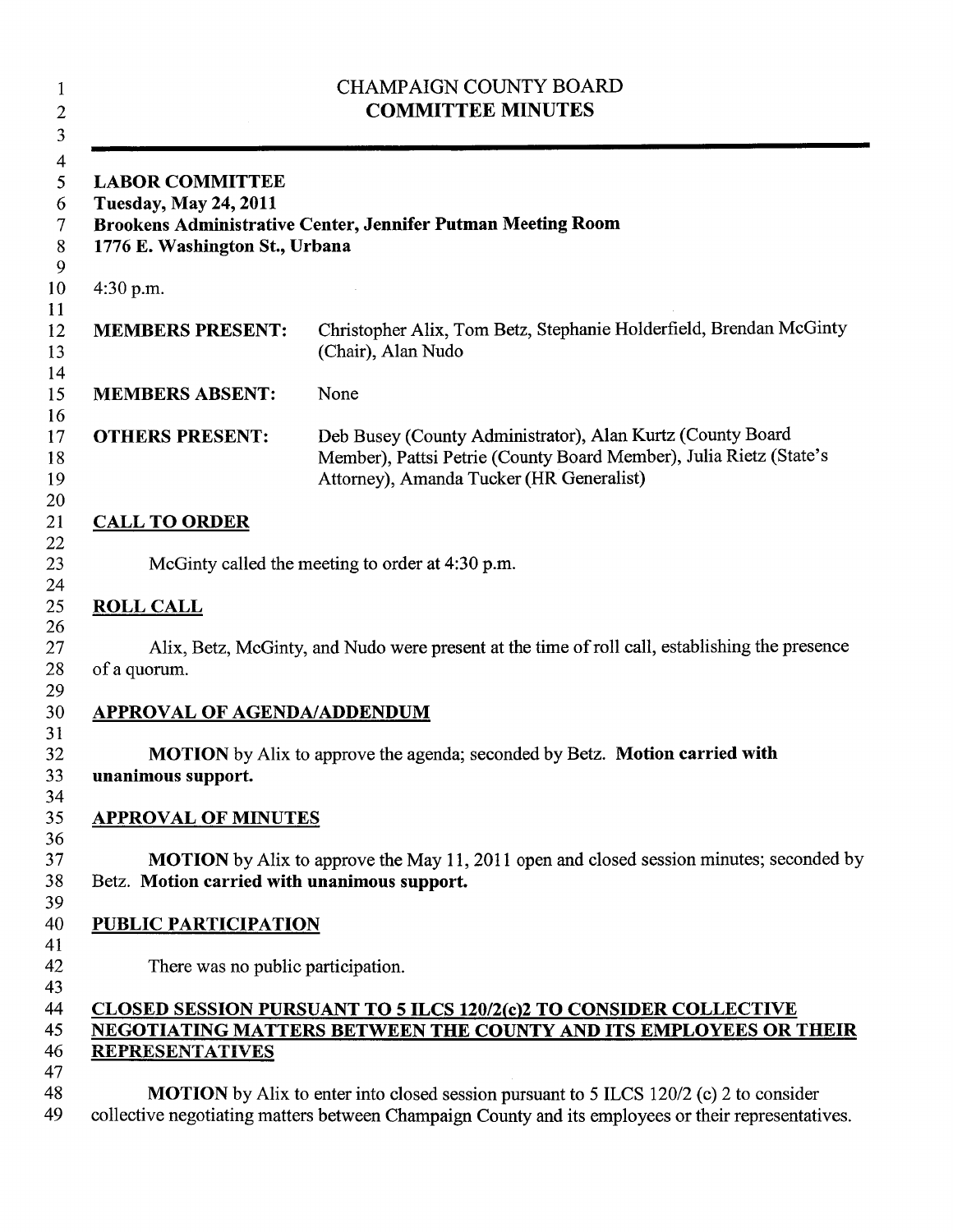# CHAMPAIGN COUNTY BOARD
## COMMITTEE MINUTES

**LABOR COMMITTEE**
**Tuesday, May 24, 2011**
**Brookens Administrative Center, Jennifer Putman Meeting Room**
**1776 E. Washington St., Urbana**

4:30 p.m.

| | |
|---|---|
| **MEMBERS PRESENT:** | Christopher Alix, Tom Betz, Stephanie Holderfield, Brendan McGinty (Chair), Alan Nudo |
| **MEMBERS ABSENT:** | None |
| **OTHERS PRESENT:** | Deb Busey (County Administrator), Alan Kurtz (County Board Member), Pattsi Petrie (County Board Member), Julia Rietz (State's Attorney), Amanda Tucker (HR Generalist) |

## CALL TO ORDER

McGinty called the meeting to order at 4:30 p.m.

## ROLL CALL

Alix, Betz, McGinty, and Nudo were present at the time of roll call, establishing the presence of a quorum.

## APPROVAL OF AGENDA/ADDENDUM

**MOTION** by Alix to approve the agenda; seconded by Betz. **Motion carried with unanimous support.**

## APPROVAL OF MINUTES

**MOTION** by Alix to approve the May 11, 2011 open and closed session minutes; seconded by Betz. **Motion carried with unanimous support.**

## PUBLIC PARTICIPATION

There was no public participation.

## CLOSED SESSION PURSUANT TO 5 ILCS 120/2(c)2 TO CONSIDER COLLECTIVE NEGOTIATING MATTERS BETWEEN THE COUNTY AND ITS EMPLOYEES OR THEIR REPRESENTATIVES

**MOTION** by Alix to enter into closed session pursuant to 5 ILCS 120/2 (c) 2 to consider collective negotiating matters between Champaign County and its employees or their representatives.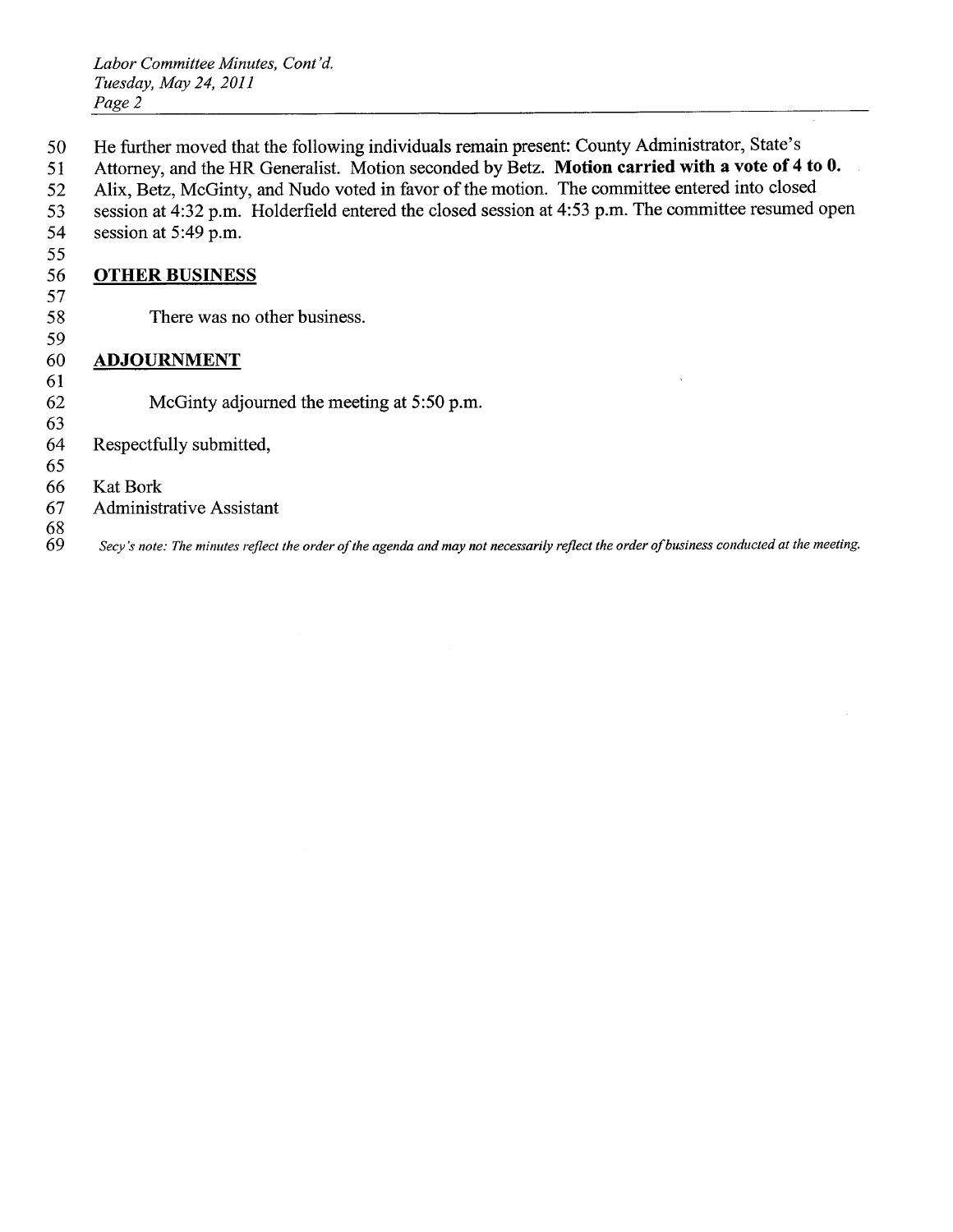He further moved that the following individuals remain present: County Administrator, State's Attorney, and the HR Generalist. Motion seconded by Betz. **Motion carried with a vote of 4 to 0.** Alix, Betz, McGinty, and Nudo voted in favor of the motion. The committee entered into closed session at 4:32 p.m. Holderfield entered the closed session at 4:53 p.m. The committee resumed open session at 5:49 p.m.

## OTHER BUSINESS

There was no other business.

## ADJOURNMENT

McGinty adjourned the meeting at 5:50 p.m.

Respectfully submitted,

Kat Bork
Administrative Assistant

*Secy's note: The minutes reflect the order of the agenda and may not necessarily reflect the order of business conducted at the meeting.*